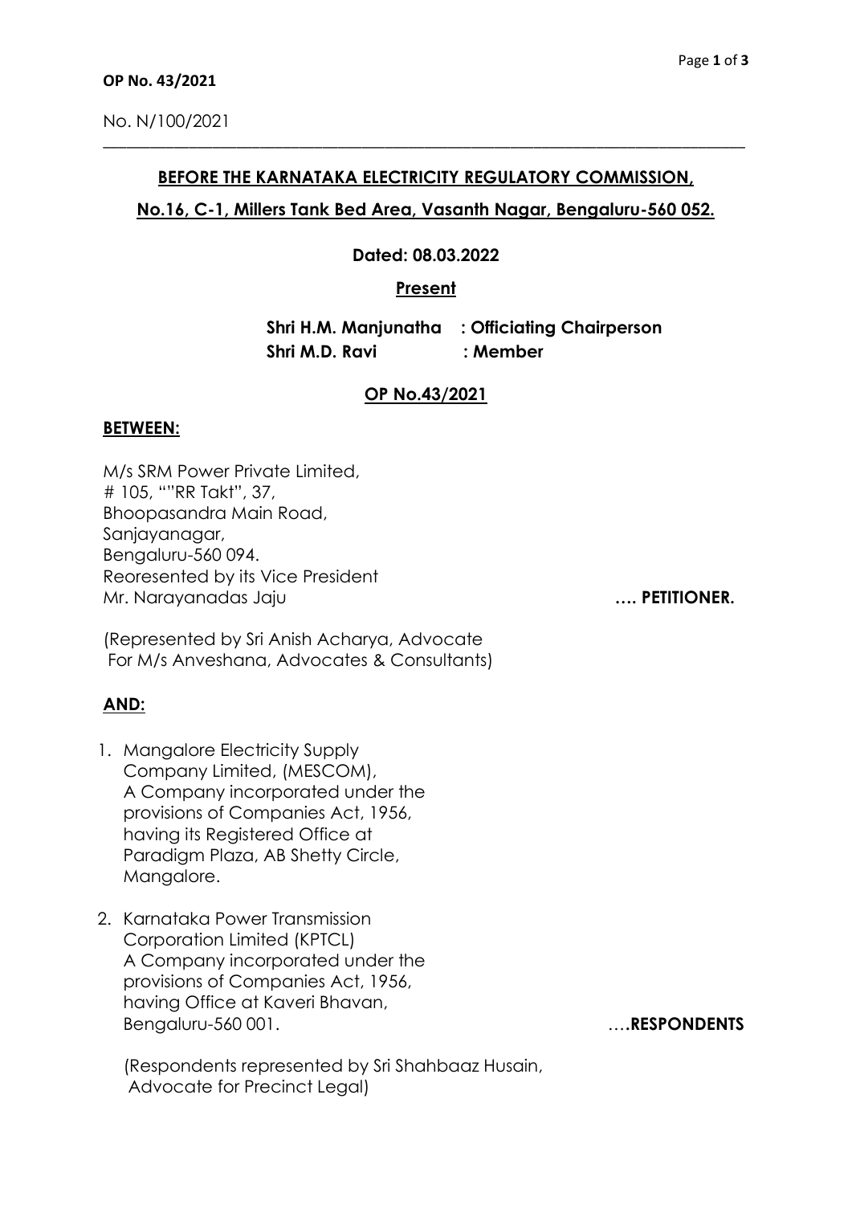**OP No. 43/2021**

No. N/100/2021

---

**BEFORE THE KARNATAKA ELECTRICITY REGULATORY COMMISSION,**

**No.16, C-1, Millers Tank Bed Area, Vasanth Nagar, Bengaluru-560 052.**

**Dated: 08.03.2022**

**Present**

**Shri H.M. Manjunatha : Officiating Chairperson**
**Shri M.D. Ravi : Member**

**OP No.43/2021**

**BETWEEN:**

M/s SRM Power Private Limited,
# 105, “"RR Takt”, 37,
Bhoopasandra Main Road,
Sanjayanagar,
Bengaluru-560 094.
Reoresented by its Vice President
Mr. Narayanadas Jaju **…. PETITIONER.**

(Represented by Sri Anish Acharya, Advocate
For M/s Anveshana, Advocates & Consultants)

**AND:**

1. Mangalore Electricity Supply Company Limited, (MESCOM), A Company incorporated under the provisions of Companies Act, 1956, having its Registered Office at Paradigm Plaza, AB Shetty Circle, Mangalore.

2. Karnataka Power Transmission Corporation Limited (KPTCL) A Company incorporated under the provisions of Companies Act, 1956, having Office at Kaveri Bhavan, Bengaluru-560 001. **….RESPONDENTS**

(Respondents represented by Sri Shahbaaz Husain,
Advocate for Precinct Legal)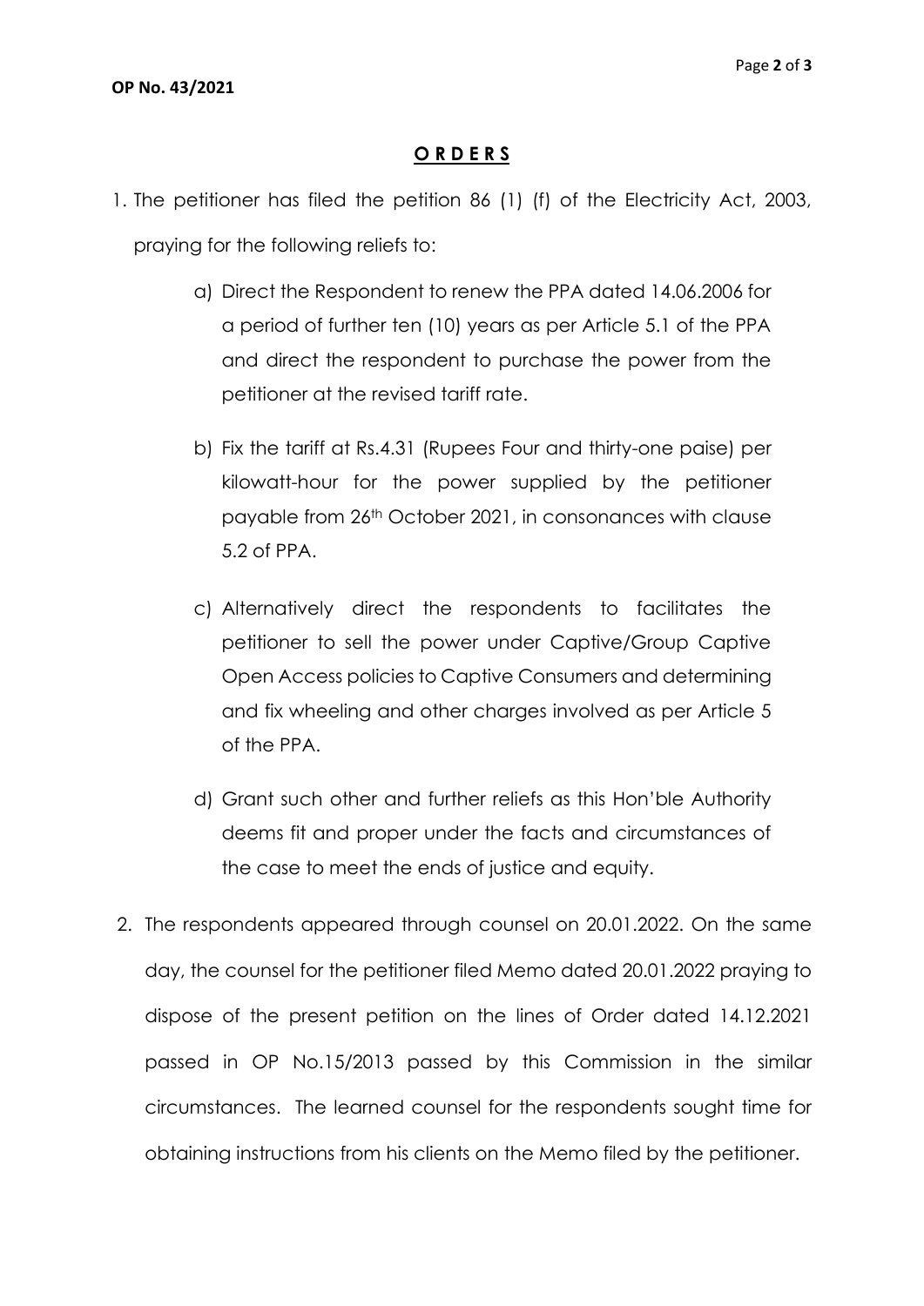## **O R D E R S**

1. The petitioner has filed the petition 86 (1) (f) of the Electricity Act, 2003, praying for the following reliefs to:

   a) Direct the Respondent to renew the PPA dated 14.06.2006 for a period of further ten (10) years as per Article 5.1 of the PPA and direct the respondent to purchase the power from the petitioner at the revised tariff rate.

   b) Fix the tariff at Rs.4.31 (Rupees Four and thirty-one paise) per kilowatt-hour for the power supplied by the petitioner payable from 26th October 2021, in consonances with clause 5.2 of PPA.

   c) Alternatively direct the respondents to facilitates the petitioner to sell the power under Captive/Group Captive Open Access policies to Captive Consumers and determining and fix wheeling and other charges involved as per Article 5 of the PPA.

   d) Grant such other and further reliefs as this Hon'ble Authority deems fit and proper under the facts and circumstances of the case to meet the ends of justice and equity.

2. The respondents appeared through counsel on 20.01.2022. On the same day, the counsel for the petitioner filed Memo dated 20.01.2022 praying to dispose of the present petition on the lines of Order dated 14.12.2021 passed in OP No.15/2013 passed by this Commission in the similar circumstances. The learned counsel for the respondents sought time for obtaining instructions from his clients on the Memo filed by the petitioner.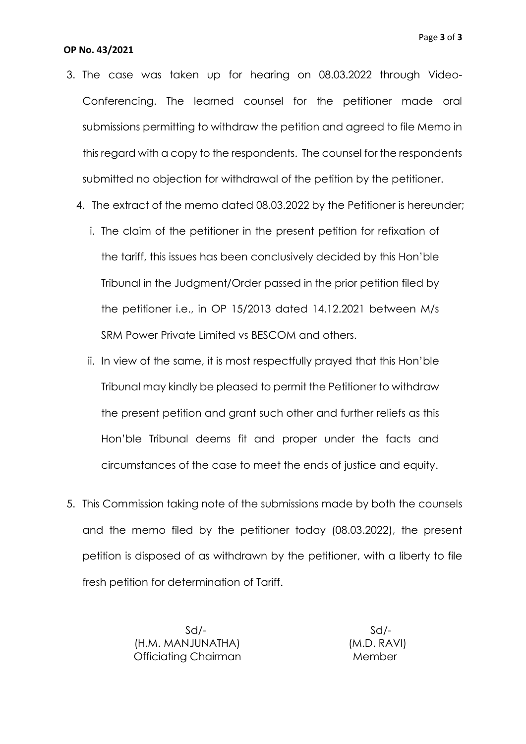3. The case was taken up for hearing on 08.03.2022 through Video-Conferencing. The learned counsel for the petitioner made oral submissions permitting to withdraw the petition and agreed to file Memo in this regard with a copy to the respondents. The counsel for the respondents submitted no objection for withdrawal of the petition by the petitioner.

4. The extract of the memo dated 08.03.2022 by the Petitioner is hereunder;

   i. The claim of the petitioner in the present petition for refixation of the tariff, this issues has been conclusively decided by this Hon'ble Tribunal in the Judgment/Order passed in the prior petition filed by the petitioner i.e., in OP 15/2013 dated 14.12.2021 between M/s SRM Power Private Limited vs BESCOM and others.

   ii. In view of the same, it is most respectfully prayed that this Hon'ble Tribunal may kindly be pleased to permit the Petitioner to withdraw the present petition and grant such other and further reliefs as this Hon'ble Tribunal deems fit and proper under the facts and circumstances of the case to meet the ends of justice and equity.

5. This Commission taking note of the submissions made by both the counsels and the memo filed by the petitioner today (08.03.2022), the present petition is disposed of as withdrawn by the petitioner, with a liberty to file fresh petition for determination of Tariff.

| | |
|---|---|
| Sd/- | Sd/- |
| (H.M. MANJUNATHA) | (M.D. RAVI) |
| Officiating Chairman | Member |